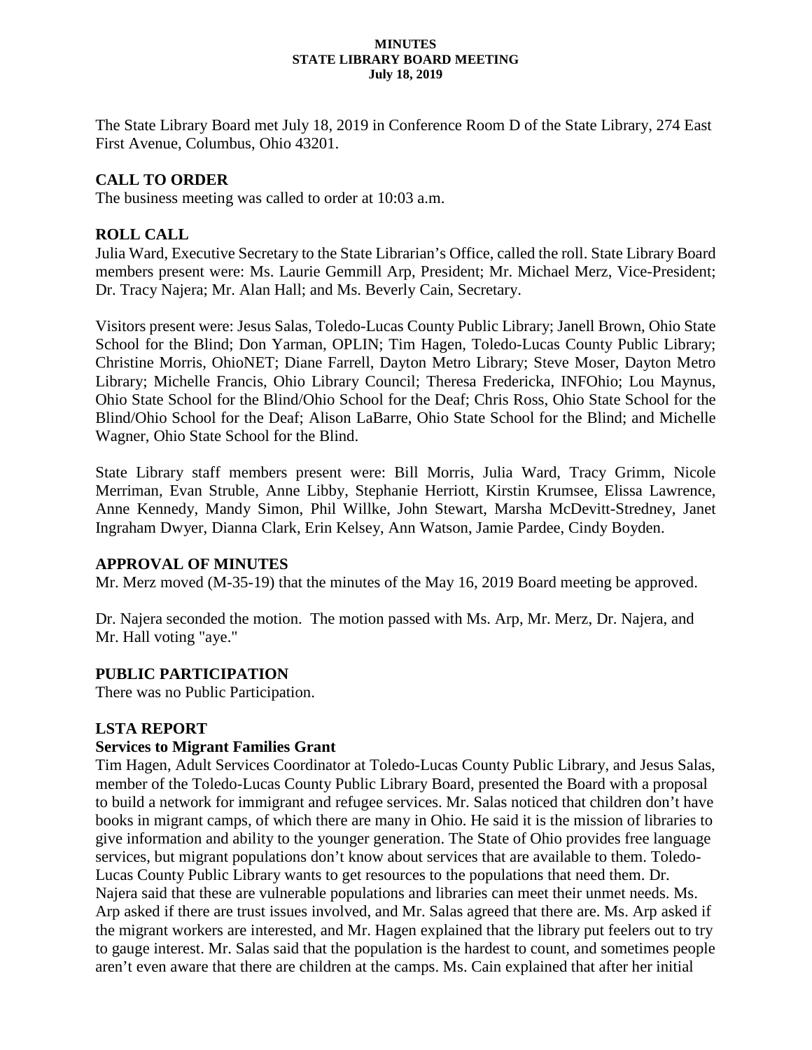**MINUTES**
**STATE LIBRARY BOARD MEETING**
**July 18, 2019**

The State Library Board met July 18, 2019 in Conference Room D of the State Library, 274 East First Avenue, Columbus, Ohio 43201.

## CALL TO ORDER

The business meeting was called to order at 10:03 a.m.

## ROLL CALL

Julia Ward, Executive Secretary to the State Librarian's Office, called the roll. State Library Board members present were: Ms. Laurie Gemmill Arp, President; Mr. Michael Merz, Vice-President; Dr. Tracy Najera; Mr. Alan Hall; and Ms. Beverly Cain, Secretary.

Visitors present were: Jesus Salas, Toledo-Lucas County Public Library; Janell Brown, Ohio State School for the Blind; Don Yarman, OPLIN; Tim Hagen, Toledo-Lucas County Public Library; Christine Morris, OhioNET; Diane Farrell, Dayton Metro Library; Steve Moser, Dayton Metro Library; Michelle Francis, Ohio Library Council; Theresa Fredericka, INFOhio; Lou Maynus, Ohio State School for the Blind/Ohio School for the Deaf; Chris Ross, Ohio State School for the Blind/Ohio School for the Deaf; Alison LaBarre, Ohio State School for the Blind; and Michelle Wagner, Ohio State School for the Blind.

State Library staff members present were: Bill Morris, Julia Ward, Tracy Grimm, Nicole Merriman, Evan Struble, Anne Libby, Stephanie Herriott, Kirstin Krumsee, Elissa Lawrence, Anne Kennedy, Mandy Simon, Phil Willke, John Stewart, Marsha McDevitt-Stredney, Janet Ingraham Dwyer, Dianna Clark, Erin Kelsey, Ann Watson, Jamie Pardee, Cindy Boyden.

## APPROVAL OF MINUTES

Mr. Merz moved (M-35-19) that the minutes of the May 16, 2019 Board meeting be approved.

Dr. Najera seconded the motion. The motion passed with Ms. Arp, Mr. Merz, Dr. Najera, and Mr. Hall voting "aye."

## PUBLIC PARTICIPATION

There was no Public Participation.

## LSTA REPORT

### Services to Migrant Families Grant

Tim Hagen, Adult Services Coordinator at Toledo-Lucas County Public Library, and Jesus Salas, member of the Toledo-Lucas County Public Library Board, presented the Board with a proposal to build a network for immigrant and refugee services. Mr. Salas noticed that children don't have books in migrant camps, of which there are many in Ohio. He said it is the mission of libraries to give information and ability to the younger generation. The State of Ohio provides free language services, but migrant populations don't know about services that are available to them. Toledo-Lucas County Public Library wants to get resources to the populations that need them. Dr. Najera said that these are vulnerable populations and libraries can meet their unmet needs. Ms. Arp asked if there are trust issues involved, and Mr. Salas agreed that there are. Ms. Arp asked if the migrant workers are interested, and Mr. Hagen explained that the library put feelers out to try to gauge interest. Mr. Salas said that the population is the hardest to count, and sometimes people aren't even aware that there are children at the camps. Ms. Cain explained that after her initial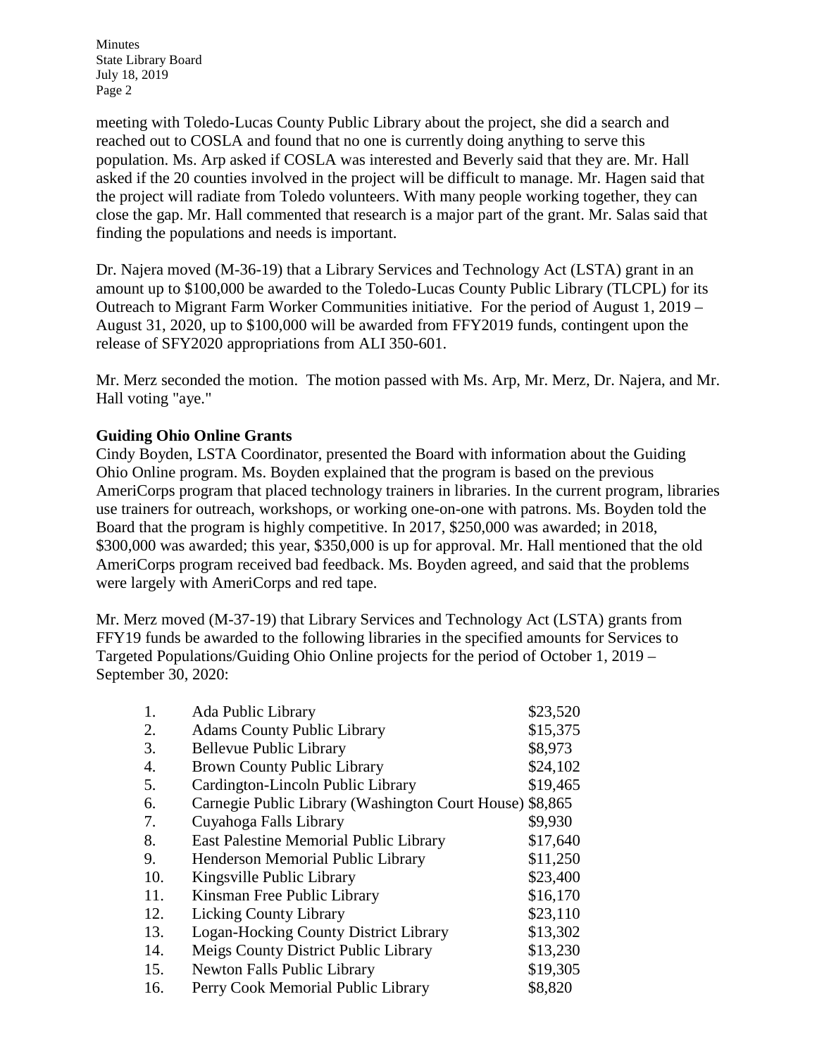meeting with Toledo-Lucas County Public Library about the project, she did a search and reached out to COSLA and found that no one is currently doing anything to serve this population. Ms. Arp asked if COSLA was interested and Beverly said that they are. Mr. Hall asked if the 20 counties involved in the project will be difficult to manage. Mr. Hagen said that the project will radiate from Toledo volunteers. With many people working together, they can close the gap. Mr. Hall commented that research is a major part of the grant. Mr. Salas said that finding the populations and needs is important.

Dr. Najera moved (M-36-19) that a Library Services and Technology Act (LSTA) grant in an amount up to $100,000 be awarded to the Toledo-Lucas County Public Library (TLCPL) for its Outreach to Migrant Farm Worker Communities initiative. For the period of August 1, 2019 – August 31, 2020, up to $100,000 will be awarded from FFY2019 funds, contingent upon the release of SFY2020 appropriations from ALI 350-601.

Mr. Merz seconded the motion. The motion passed with Ms. Arp, Mr. Merz, Dr. Najera, and Mr. Hall voting "aye."

**Guiding Ohio Online Grants**

Cindy Boyden, LSTA Coordinator, presented the Board with information about the Guiding Ohio Online program. Ms. Boyden explained that the program is based on the previous AmeriCorps program that placed technology trainers in libraries. In the current program, libraries use trainers for outreach, workshops, or working one-on-one with patrons. Ms. Boyden told the Board that the program is highly competitive. In 2017, $250,000 was awarded; in 2018, $300,000 was awarded; this year, $350,000 is up for approval. Mr. Hall mentioned that the old AmeriCorps program received bad feedback. Ms. Boyden agreed, and said that the problems were largely with AmeriCorps and red tape.

Mr. Merz moved (M-37-19) that Library Services and Technology Act (LSTA) grants from FFY19 funds be awarded to the following libraries in the specified amounts for Services to Targeted Populations/Guiding Ohio Online projects for the period of October 1, 2019 – September 30, 2020:

| | | |
|---|---|---|
| 1. | Ada Public Library | $23,520 |
| 2. | Adams County Public Library | $15,375 |
| 3. | Bellevue Public Library | $8,973 |
| 4. | Brown County Public Library | $24,102 |
| 5. | Cardington-Lincoln Public Library | $19,465 |
| 6. | Carnegie Public Library (Washington Court House) | $8,865 |
| 7. | Cuyahoga Falls Library | $9,930 |
| 8. | East Palestine Memorial Public Library | $17,640 |
| 9. | Henderson Memorial Public Library | $11,250 |
| 10. | Kingsville Public Library | $23,400 |
| 11. | Kinsman Free Public Library | $16,170 |
| 12. | Licking County Library | $23,110 |
| 13. | Logan-Hocking County District Library | $13,302 |
| 14. | Meigs County District Public Library | $13,230 |
| 15. | Newton Falls Public Library | $19,305 |
| 16. | Perry Cook Memorial Public Library | $8,820 |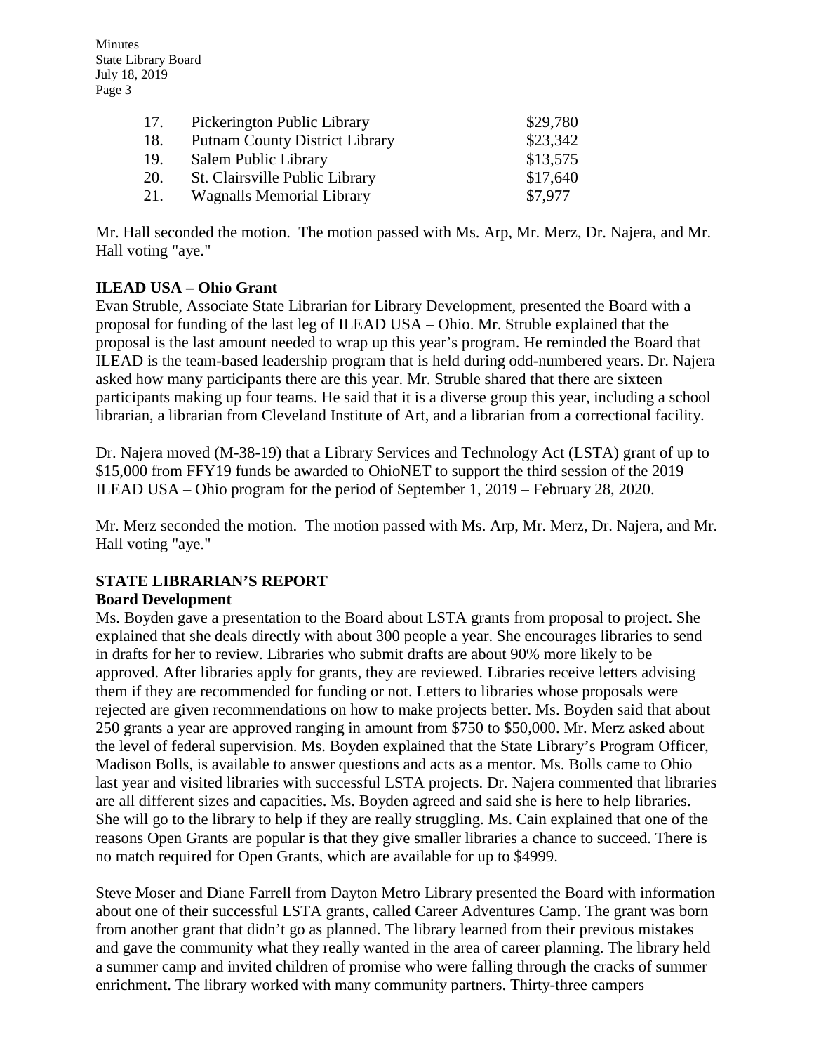| | | |
|---|---|---|
| 17. | Pickerington Public Library | \$29,780 |
| 18. | Putnam County District Library | \$23,342 |
| 19. | Salem Public Library | \$13,575 |
| 20. | St. Clairsville Public Library | \$17,640 |
| 21. | Wagnalls Memorial Library | \$7,977 |

Mr. Hall seconded the motion. The motion passed with Ms. Arp, Mr. Merz, Dr. Najera, and Mr. Hall voting "aye."

**ILEAD USA – Ohio Grant**

Evan Struble, Associate State Librarian for Library Development, presented the Board with a proposal for funding of the last leg of ILEAD USA – Ohio. Mr. Struble explained that the proposal is the last amount needed to wrap up this year's program. He reminded the Board that ILEAD is the team-based leadership program that is held during odd-numbered years. Dr. Najera asked how many participants there are this year. Mr. Struble shared that there are sixteen participants making up four teams. He said that it is a diverse group this year, including a school librarian, a librarian from Cleveland Institute of Art, and a librarian from a correctional facility.

Dr. Najera moved (M-38-19) that a Library Services and Technology Act (LSTA) grant of up to \$15,000 from FFY19 funds be awarded to OhioNET to support the third session of the 2019 ILEAD USA – Ohio program for the period of September 1, 2019 – February 28, 2020.

Mr. Merz seconded the motion. The motion passed with Ms. Arp, Mr. Merz, Dr. Najera, and Mr. Hall voting "aye."

**STATE LIBRARIAN'S REPORT**

**Board Development**

Ms. Boyden gave a presentation to the Board about LSTA grants from proposal to project. She explained that she deals directly with about 300 people a year. She encourages libraries to send in drafts for her to review. Libraries who submit drafts are about 90% more likely to be approved. After libraries apply for grants, they are reviewed. Libraries receive letters advising them if they are recommended for funding or not. Letters to libraries whose proposals were rejected are given recommendations on how to make projects better. Ms. Boyden said that about 250 grants a year are approved ranging in amount from \$750 to \$50,000. Mr. Merz asked about the level of federal supervision. Ms. Boyden explained that the State Library's Program Officer, Madison Bolls, is available to answer questions and acts as a mentor. Ms. Bolls came to Ohio last year and visited libraries with successful LSTA projects. Dr. Najera commented that libraries are all different sizes and capacities. Ms. Boyden agreed and said she is here to help libraries. She will go to the library to help if they are really struggling. Ms. Cain explained that one of the reasons Open Grants are popular is that they give smaller libraries a chance to succeed. There is no match required for Open Grants, which are available for up to \$4999.

Steve Moser and Diane Farrell from Dayton Metro Library presented the Board with information about one of their successful LSTA grants, called Career Adventures Camp. The grant was born from another grant that didn't go as planned. The library learned from their previous mistakes and gave the community what they really wanted in the area of career planning. The library held a summer camp and invited children of promise who were falling through the cracks of summer enrichment. The library worked with many community partners. Thirty-three campers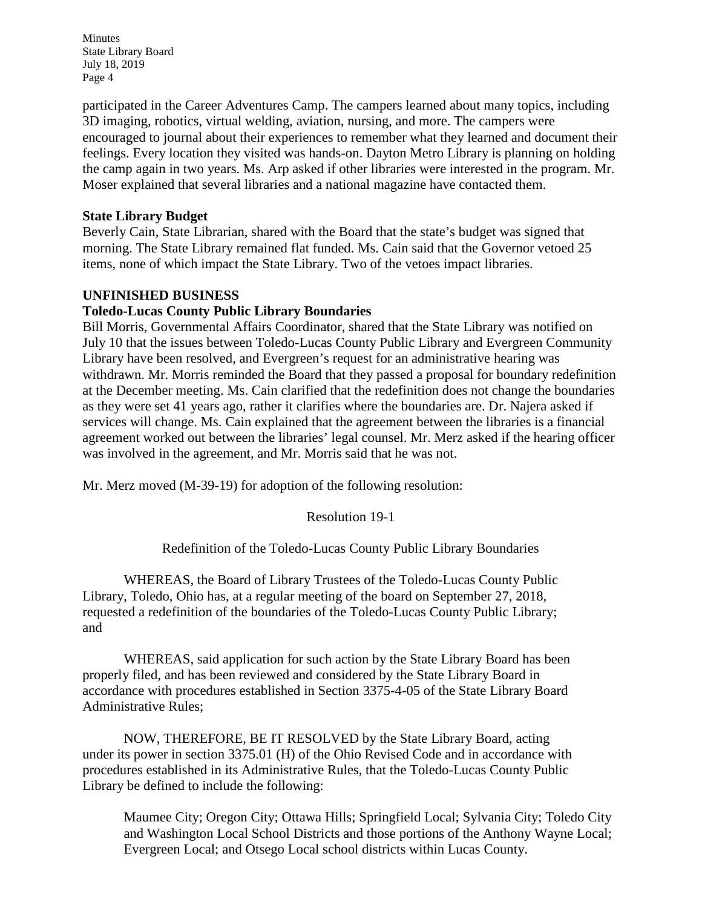participated in the Career Adventures Camp. The campers learned about many topics, including 3D imaging, robotics, virtual welding, aviation, nursing, and more. The campers were encouraged to journal about their experiences to remember what they learned and document their feelings. Every location they visited was hands-on. Dayton Metro Library is planning on holding the camp again in two years. Ms. Arp asked if other libraries were interested in the program. Mr. Moser explained that several libraries and a national magazine have contacted them.

**State Library Budget**

Beverly Cain, State Librarian, shared with the Board that the state's budget was signed that morning. The State Library remained flat funded. Ms. Cain said that the Governor vetoed 25 items, none of which impact the State Library. Two of the vetoes impact libraries.

**UNFINISHED BUSINESS**

**Toledo-Lucas County Public Library Boundaries**

Bill Morris, Governmental Affairs Coordinator, shared that the State Library was notified on July 10 that the issues between Toledo-Lucas County Public Library and Evergreen Community Library have been resolved, and Evergreen's request for an administrative hearing was withdrawn. Mr. Morris reminded the Board that they passed a proposal for boundary redefinition at the December meeting. Ms. Cain clarified that the redefinition does not change the boundaries as they were set 41 years ago, rather it clarifies where the boundaries are. Dr. Najera asked if services will change. Ms. Cain explained that the agreement between the libraries is a financial agreement worked out between the libraries' legal counsel. Mr. Merz asked if the hearing officer was involved in the agreement, and Mr. Morris said that he was not.

Mr. Merz moved (M-39-19) for adoption of the following resolution:

Resolution 19-1

Redefinition of the Toledo-Lucas County Public Library Boundaries

WHEREAS, the Board of Library Trustees of the Toledo-Lucas County Public Library, Toledo, Ohio has, at a regular meeting of the board on September 27, 2018, requested a redefinition of the boundaries of the Toledo-Lucas County Public Library; and

WHEREAS, said application for such action by the State Library Board has been properly filed, and has been reviewed and considered by the State Library Board in accordance with procedures established in Section 3375-4-05 of the State Library Board Administrative Rules;

NOW, THEREFORE, BE IT RESOLVED by the State Library Board, acting under its power in section 3375.01 (H) of the Ohio Revised Code and in accordance with procedures established in its Administrative Rules, that the Toledo-Lucas County Public Library be defined to include the following:

> Maumee City; Oregon City; Ottawa Hills; Springfield Local; Sylvania City; Toledo City and Washington Local School Districts and those portions of the Anthony Wayne Local; Evergreen Local; and Otsego Local school districts within Lucas County.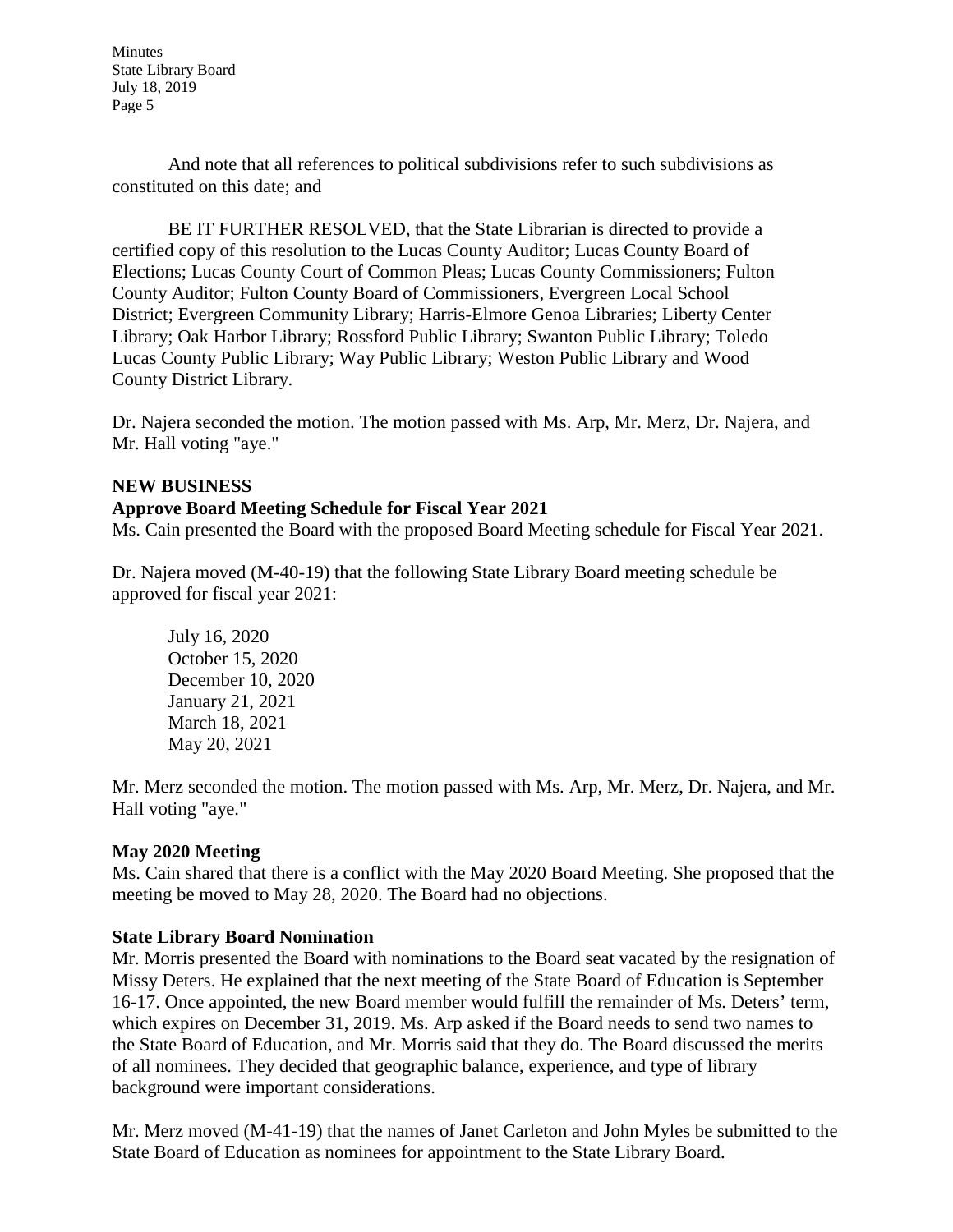And note that all references to political subdivisions refer to such subdivisions as constituted on this date; and

BE IT FURTHER RESOLVED, that the State Librarian is directed to provide a certified copy of this resolution to the Lucas County Auditor; Lucas County Board of Elections; Lucas County Court of Common Pleas; Lucas County Commissioners; Fulton County Auditor; Fulton County Board of Commissioners, Evergreen Local School District; Evergreen Community Library; Harris-Elmore Genoa Libraries; Liberty Center Library; Oak Harbor Library; Rossford Public Library; Swanton Public Library; Toledo Lucas County Public Library; Way Public Library; Weston Public Library and Wood County District Library.

Dr. Najera seconded the motion. The motion passed with Ms. Arp, Mr. Merz, Dr. Najera, and Mr. Hall voting "aye."

**NEW BUSINESS**

**Approve Board Meeting Schedule for Fiscal Year 2021**

Ms. Cain presented the Board with the proposed Board Meeting schedule for Fiscal Year 2021.

Dr. Najera moved (M-40-19) that the following State Library Board meeting schedule be approved for fiscal year 2021:

July 16, 2020
October 15, 2020
December 10, 2020
January 21, 2021
March 18, 2021
May 20, 2021

Mr. Merz seconded the motion. The motion passed with Ms. Arp, Mr. Merz, Dr. Najera, and Mr. Hall voting "aye."

**May 2020 Meeting**

Ms. Cain shared that there is a conflict with the May 2020 Board Meeting. She proposed that the meeting be moved to May 28, 2020. The Board had no objections.

**State Library Board Nomination**

Mr. Morris presented the Board with nominations to the Board seat vacated by the resignation of Missy Deters. He explained that the next meeting of the State Board of Education is September 16-17. Once appointed, the new Board member would fulfill the remainder of Ms. Deters' term, which expires on December 31, 2019. Ms. Arp asked if the Board needs to send two names to the State Board of Education, and Mr. Morris said that they do. The Board discussed the merits of all nominees. They decided that geographic balance, experience, and type of library background were important considerations.

Mr. Merz moved (M-41-19) that the names of Janet Carleton and John Myles be submitted to the State Board of Education as nominees for appointment to the State Library Board.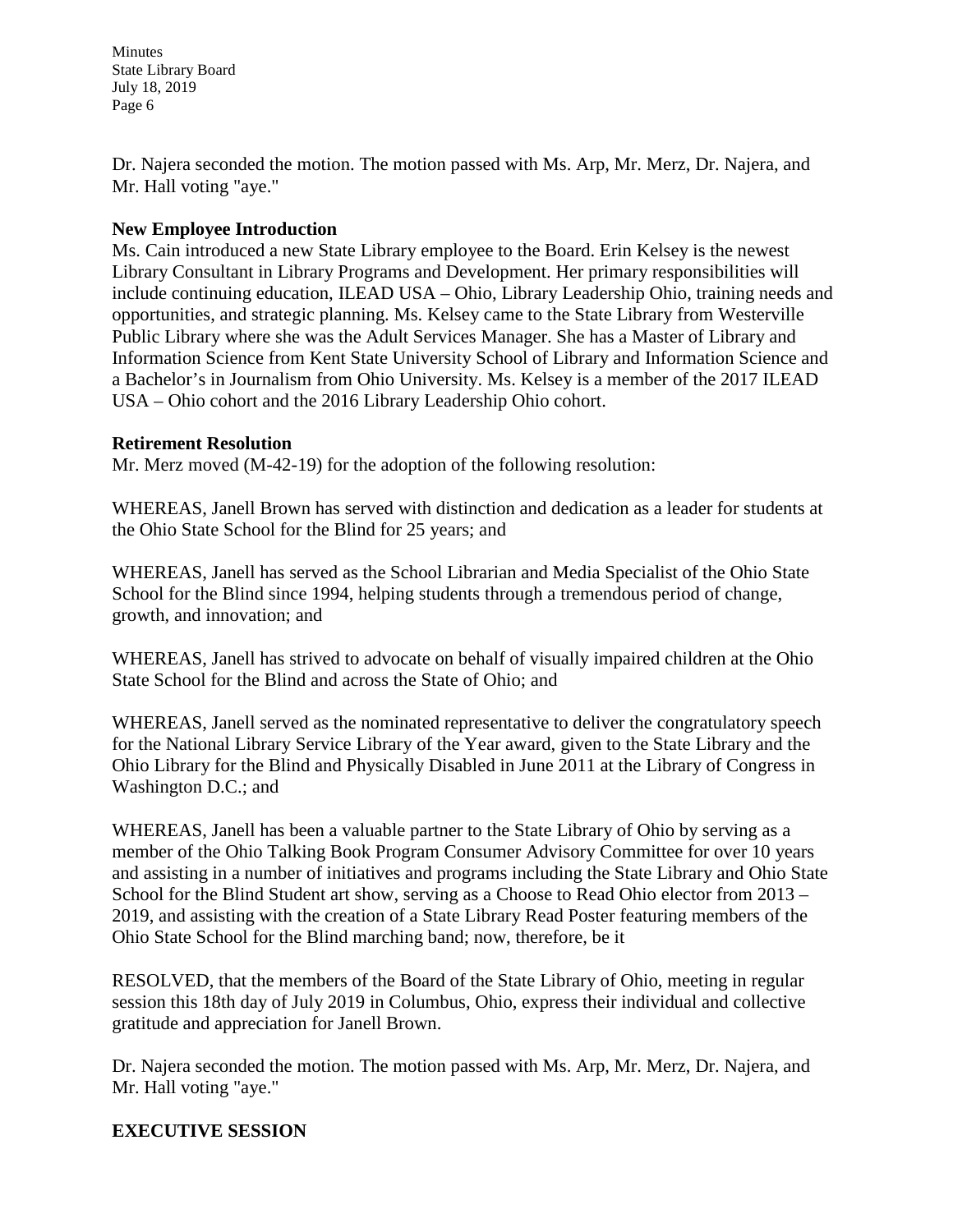Dr. Najera seconded the motion. The motion passed with Ms. Arp, Mr. Merz, Dr. Najera, and Mr. Hall voting "aye."

**New Employee Introduction**

Ms. Cain introduced a new State Library employee to the Board. Erin Kelsey is the newest Library Consultant in Library Programs and Development. Her primary responsibilities will include continuing education, ILEAD USA – Ohio, Library Leadership Ohio, training needs and opportunities, and strategic planning. Ms. Kelsey came to the State Library from Westerville Public Library where she was the Adult Services Manager. She has a Master of Library and Information Science from Kent State University School of Library and Information Science and a Bachelor's in Journalism from Ohio University. Ms. Kelsey is a member of the 2017 ILEAD USA – Ohio cohort and the 2016 Library Leadership Ohio cohort.

**Retirement Resolution**

Mr. Merz moved (M-42-19) for the adoption of the following resolution:

WHEREAS, Janell Brown has served with distinction and dedication as a leader for students at the Ohio State School for the Blind for 25 years; and

WHEREAS, Janell has served as the School Librarian and Media Specialist of the Ohio State School for the Blind since 1994, helping students through a tremendous period of change, growth, and innovation; and

WHEREAS, Janell has strived to advocate on behalf of visually impaired children at the Ohio State School for the Blind and across the State of Ohio; and

WHEREAS, Janell served as the nominated representative to deliver the congratulatory speech for the National Library Service Library of the Year award, given to the State Library and the Ohio Library for the Blind and Physically Disabled in June 2011 at the Library of Congress in Washington D.C.; and

WHEREAS, Janell has been a valuable partner to the State Library of Ohio by serving as a member of the Ohio Talking Book Program Consumer Advisory Committee for over 10 years and assisting in a number of initiatives and programs including the State Library and Ohio State School for the Blind Student art show, serving as a Choose to Read Ohio elector from 2013 – 2019, and assisting with the creation of a State Library Read Poster featuring members of the Ohio State School for the Blind marching band; now, therefore, be it

RESOLVED, that the members of the Board of the State Library of Ohio, meeting in regular session this 18th day of July 2019 in Columbus, Ohio, express their individual and collective gratitude and appreciation for Janell Brown.

Dr. Najera seconded the motion. The motion passed with Ms. Arp, Mr. Merz, Dr. Najera, and Mr. Hall voting "aye."

**EXECUTIVE SESSION**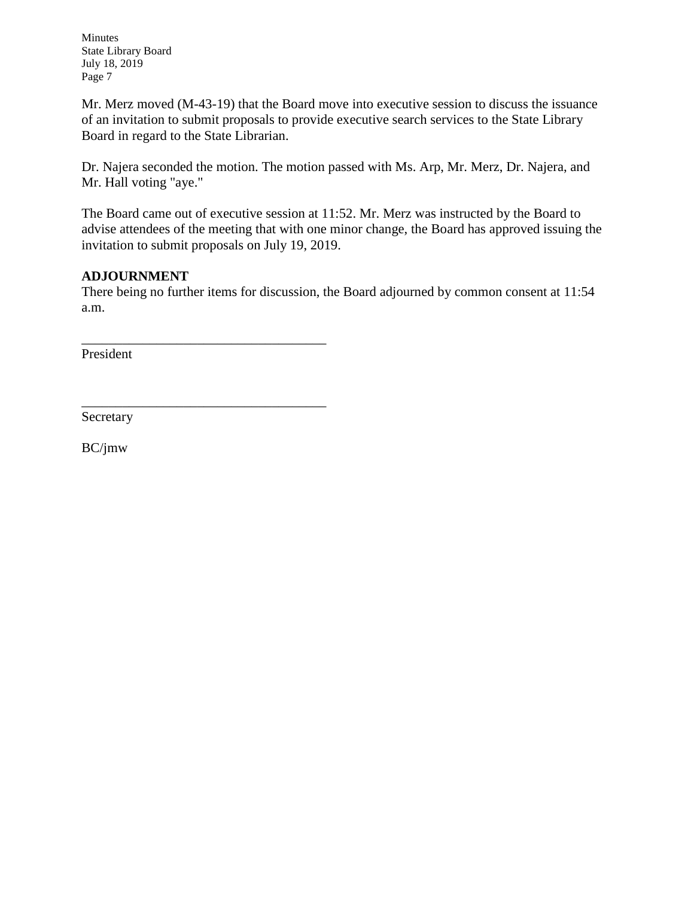Mr. Merz moved (M-43-19) that the Board move into executive session to discuss the issuance of an invitation to submit proposals to provide executive search services to the State Library Board in regard to the State Librarian.

Dr. Najera seconded the motion. The motion passed with Ms. Arp, Mr. Merz, Dr. Najera, and Mr. Hall voting "aye."

The Board came out of executive session at 11:52. Mr. Merz was instructed by the Board to advise attendees of the meeting that with one minor change, the Board has approved issuing the invitation to submit proposals on July 19, 2019.

**ADJOURNMENT**

There being no further items for discussion, the Board adjourned by common consent at 11:54 a.m.

___________________________________
President

___________________________________
Secretary

BC/jmw